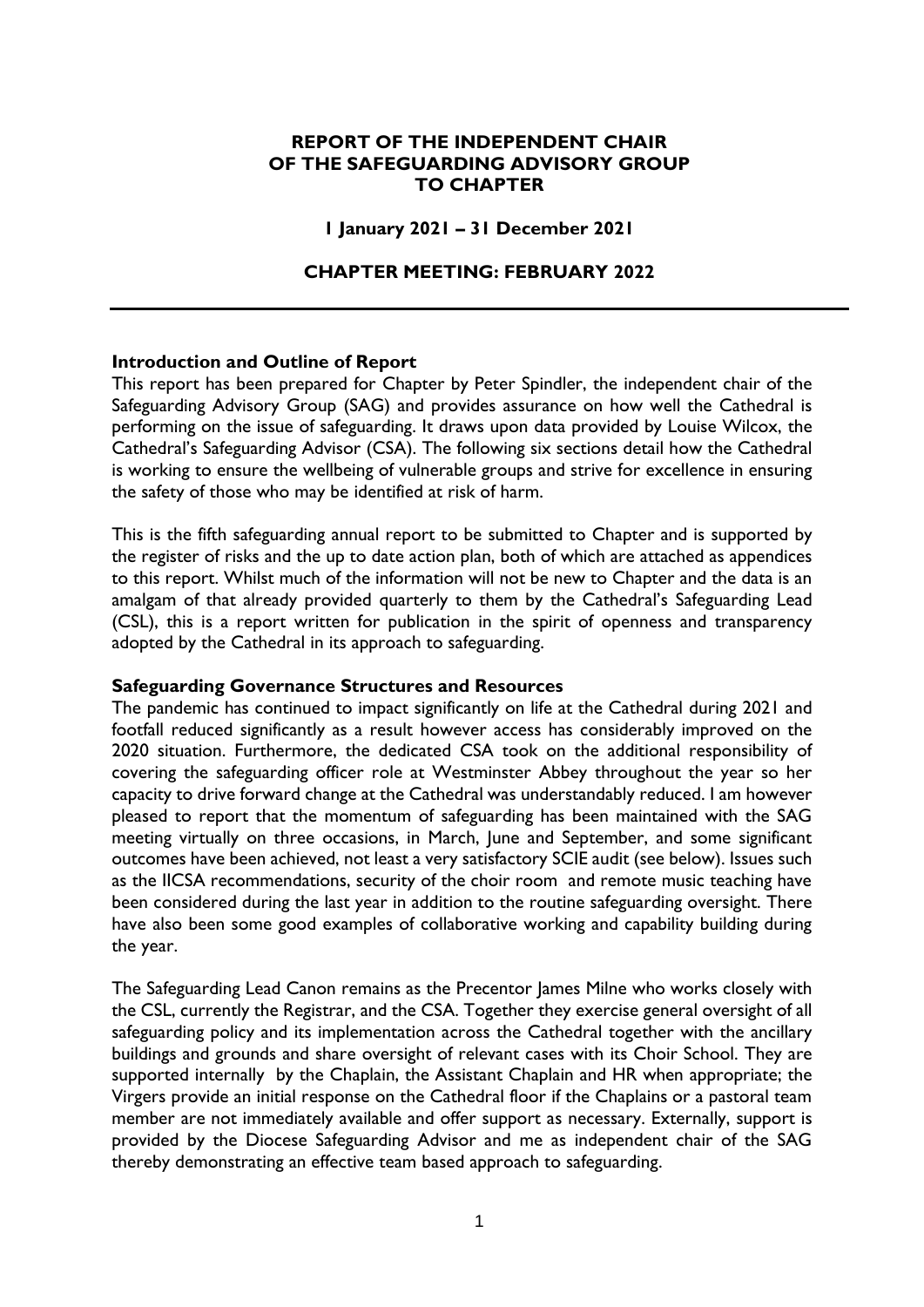# REPORT OF THE INDEPENDENT CHAIR OF THE SAFEGUARDING ADVISORY GROUP TO CHAPTER

**1 January 2021 – 31 December 2021**

**CHAPTER MEETING: FEBRUARY 2022**

---

### Introduction and Outline of Report

This report has been prepared for Chapter by Peter Spindler, the independent chair of the Safeguarding Advisory Group (SAG) and provides assurance on how well the Cathedral is performing on the issue of safeguarding. It draws upon data provided by Louise Wilcox, the Cathedral's Safeguarding Advisor (CSA). The following six sections detail how the Cathedral is working to ensure the wellbeing of vulnerable groups and strive for excellence in ensuring the safety of those who may be identified at risk of harm.

This is the fifth safeguarding annual report to be submitted to Chapter and is supported by the register of risks and the up to date action plan, both of which are attached as appendices to this report. Whilst much of the information will not be new to Chapter and the data is an amalgam of that already provided quarterly to them by the Cathedral's Safeguarding Lead (CSL), this is a report written for publication in the spirit of openness and transparency adopted by the Cathedral in its approach to safeguarding.

### Safeguarding Governance Structures and Resources

The pandemic has continued to impact significantly on life at the Cathedral during 2021 and footfall reduced significantly as a result however access has considerably improved on the 2020 situation. Furthermore, the dedicated CSA took on the additional responsibility of covering the safeguarding officer role at Westminster Abbey throughout the year so her capacity to drive forward change at the Cathedral was understandably reduced. I am however pleased to report that the momentum of safeguarding has been maintained with the SAG meeting virtually on three occasions, in March, June and September, and some significant outcomes have been achieved, not least a very satisfactory SCIE audit (see below). Issues such as the IICSA recommendations, security of the choir room and remote music teaching have been considered during the last year in addition to the routine safeguarding oversight. There have also been some good examples of collaborative working and capability building during the year.

The Safeguarding Lead Canon remains as the Precentor James Milne who works closely with the CSL, currently the Registrar, and the CSA. Together they exercise general oversight of all safeguarding policy and its implementation across the Cathedral together with the ancillary buildings and grounds and share oversight of relevant cases with its Choir School. They are supported internally by the Chaplain, the Assistant Chaplain and HR when appropriate; the Virgers provide an initial response on the Cathedral floor if the Chaplains or a pastoral team member are not immediately available and offer support as necessary. Externally, support is provided by the Diocese Safeguarding Advisor and me as independent chair of the SAG thereby demonstrating an effective team based approach to safeguarding.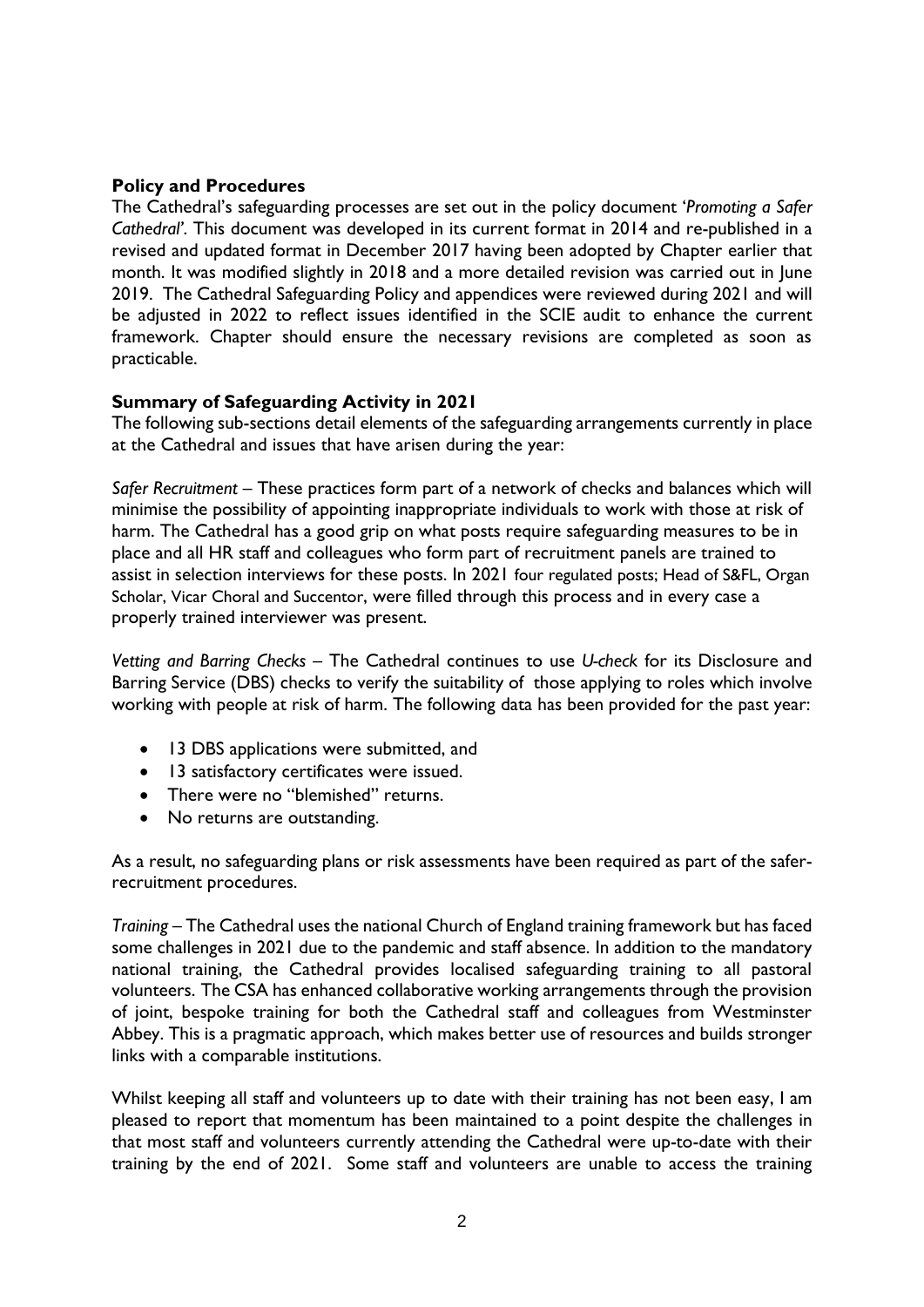**Policy and Procedures**

The Cathedral's safeguarding processes are set out in the policy document '*Promoting a Safer Cathedral'*. This document was developed in its current format in 2014 and re-published in a revised and updated format in December 2017 having been adopted by Chapter earlier that month. It was modified slightly in 2018 and a more detailed revision was carried out in June 2019. The Cathedral Safeguarding Policy and appendices were reviewed during 2021 and will be adjusted in 2022 to reflect issues identified in the SCIE audit to enhance the current framework. Chapter should ensure the necessary revisions are completed as soon as practicable.

**Summary of Safeguarding Activity in 2021**

The following sub-sections detail elements of the safeguarding arrangements currently in place at the Cathedral and issues that have arisen during the year:

*Safer Recruitment* – These practices form part of a network of checks and balances which will minimise the possibility of appointing inappropriate individuals to work with those at risk of harm. The Cathedral has a good grip on what posts require safeguarding measures to be in place and all HR staff and colleagues who form part of recruitment panels are trained to assist in selection interviews for these posts. In 2021 four regulated posts; Head of S&FL, Organ Scholar, Vicar Choral and Succentor, were filled through this process and in every case a properly trained interviewer was present.

*Vetting and Barring Checks* – The Cathedral continues to use *U-check* for its Disclosure and Barring Service (DBS) checks to verify the suitability of those applying to roles which involve working with people at risk of harm. The following data has been provided for the past year:

- 13 DBS applications were submitted, and
- 13 satisfactory certificates were issued.
- There were no "blemished" returns.
- No returns are outstanding.

As a result, no safeguarding plans or risk assessments have been required as part of the safer-recruitment procedures.

*Training* – The Cathedral uses the national Church of England training framework but has faced some challenges in 2021 due to the pandemic and staff absence. In addition to the mandatory national training, the Cathedral provides localised safeguarding training to all pastoral volunteers. The CSA has enhanced collaborative working arrangements through the provision of joint, bespoke training for both the Cathedral staff and colleagues from Westminster Abbey. This is a pragmatic approach, which makes better use of resources and builds stronger links with a comparable institutions.

Whilst keeping all staff and volunteers up to date with their training has not been easy, I am pleased to report that momentum has been maintained to a point despite the challenges in that most staff and volunteers currently attending the Cathedral were up-to-date with their training by the end of 2021. Some staff and volunteers are unable to access the training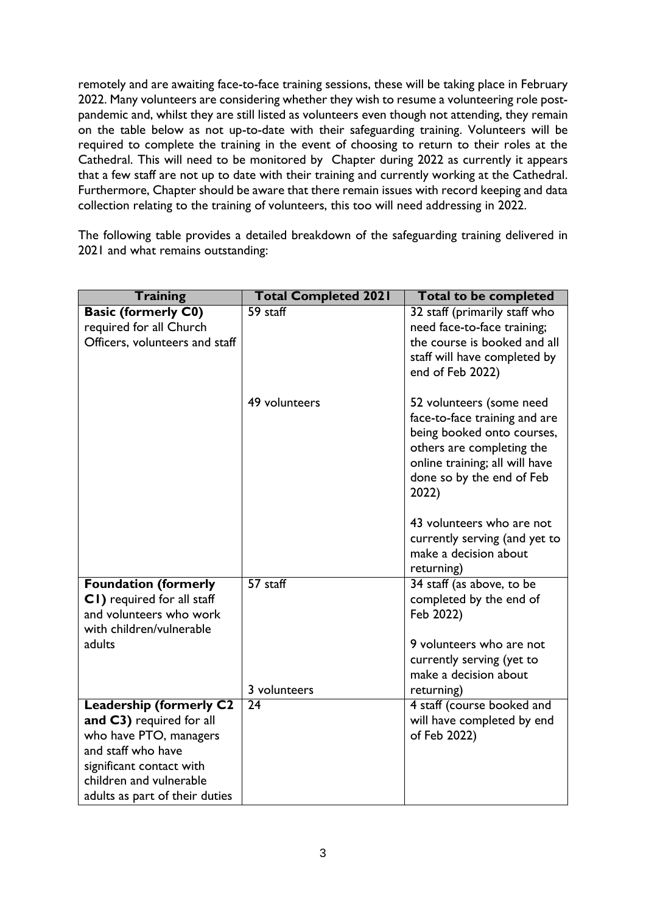remotely and are awaiting face-to-face training sessions, these will be taking place in February 2022. Many volunteers are considering whether they wish to resume a volunteering role post-pandemic and, whilst they are still listed as volunteers even though not attending, they remain on the table below as not up-to-date with their safeguarding training. Volunteers will be required to complete the training in the event of choosing to return to their roles at the Cathedral. This will need to be monitored by Chapter during 2022 as currently it appears that a few staff are not up to date with their training and currently working at the Cathedral. Furthermore, Chapter should be aware that there remain issues with record keeping and data collection relating to the training of volunteers, this too will need addressing in 2022.

The following table provides a detailed breakdown of the safeguarding training delivered in 2021 and what remains outstanding:

| Training | Total Completed 2021 | Total to be completed |
|---|---|---|
| **Basic (formerly C0)** required for all Church Officers, volunteers and staff | 59 staff | 32 staff (primarily staff who need face-to-face training; the course is booked and all staff will have completed by end of Feb 2022) |
| | 49 volunteers | 52 volunteers (some need face-to-face training and are being booked onto courses, others are completing the online training; all will have done so by the end of Feb 2022) |
| | | 43 volunteers who are not currently serving (and yet to make a decision about returning) |
| **Foundation (formerly C1)** required for all staff and volunteers who work with children/vulnerable adults | 57 staff | 34 staff (as above, to be completed by the end of Feb 2022) |
| | 3 volunteers | 9 volunteers who are not currently serving (yet to make a decision about returning) |
| **Leadership (formerly C2 and C3)** required for all who have PTO, managers and staff who have significant contact with children and vulnerable adults as part of their duties | 24 | 4 staff (course booked and will have completed by end of Feb 2022) |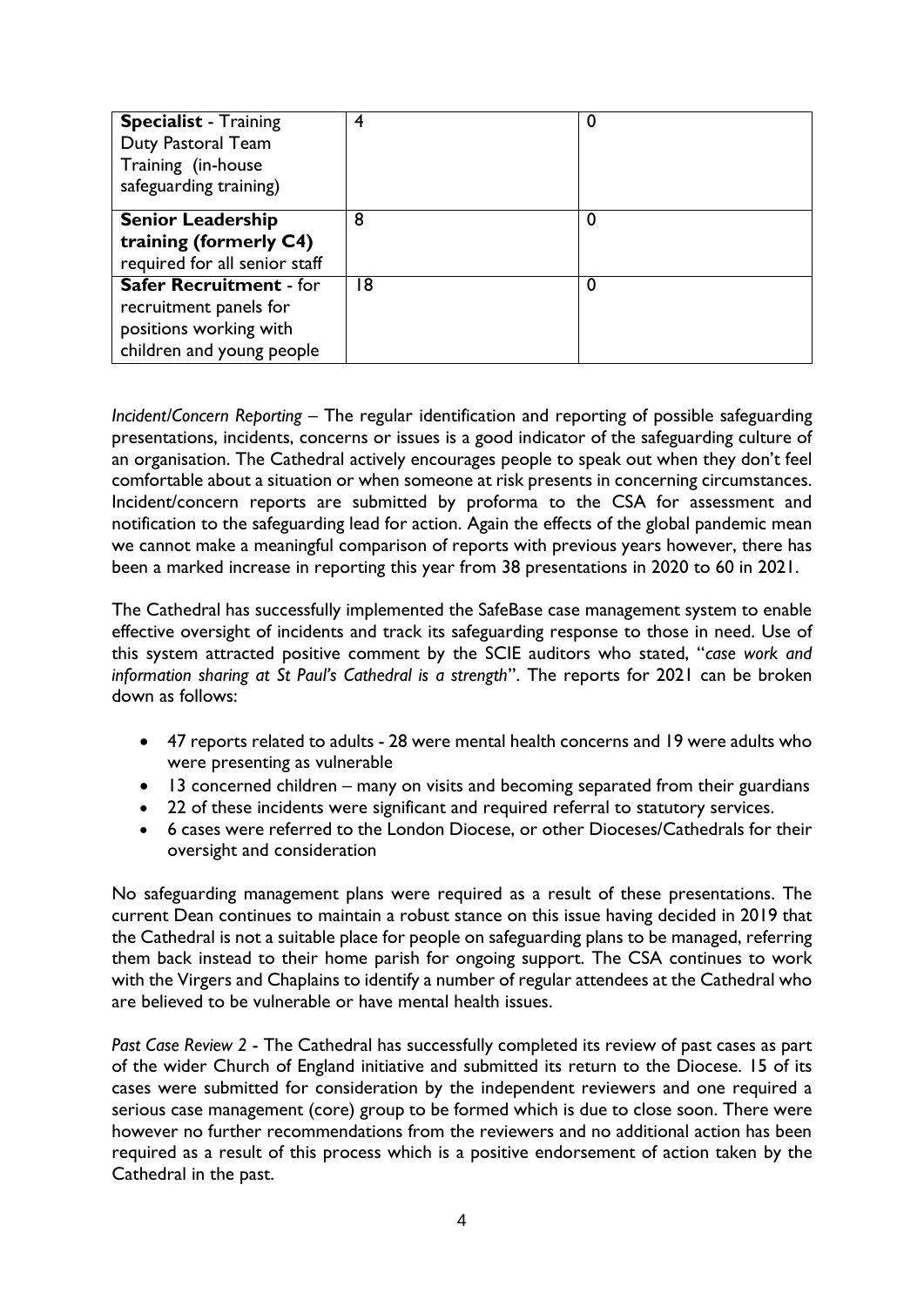| | | |
|---|---|---|
| **Specialist** - Training Duty Pastoral Team Training (in-house safeguarding training) | 4 | 0 |
| **Senior Leadership training (formerly C4)** required for all senior staff | 8 | 0 |
| **Safer Recruitment** - for recruitment panels for positions working with children and young people | 18 | 0 |

*Incident/Concern Reporting* – The regular identification and reporting of possible safeguarding presentations, incidents, concerns or issues is a good indicator of the safeguarding culture of an organisation. The Cathedral actively encourages people to speak out when they don't feel comfortable about a situation or when someone at risk presents in concerning circumstances. Incident/concern reports are submitted by proforma to the CSA for assessment and notification to the safeguarding lead for action. Again the effects of the global pandemic mean we cannot make a meaningful comparison of reports with previous years however, there has been a marked increase in reporting this year from 38 presentations in 2020 to 60 in 2021.

The Cathedral has successfully implemented the SafeBase case management system to enable effective oversight of incidents and track its safeguarding response to those in need. Use of this system attracted positive comment by the SCIE auditors who stated, "*case work and information sharing at St Paul's Cathedral is a strength*". The reports for 2021 can be broken down as follows:

- 47 reports related to adults - 28 were mental health concerns and 19 were adults who were presenting as vulnerable
- 13 concerned children – many on visits and becoming separated from their guardians
- 22 of these incidents were significant and required referral to statutory services.
- 6 cases were referred to the London Diocese, or other Dioceses/Cathedrals for their oversight and consideration

No safeguarding management plans were required as a result of these presentations. The current Dean continues to maintain a robust stance on this issue having decided in 2019 that the Cathedral is not a suitable place for people on safeguarding plans to be managed, referring them back instead to their home parish for ongoing support. The CSA continues to work with the Virgers and Chaplains to identify a number of regular attendees at the Cathedral who are believed to be vulnerable or have mental health issues.

*Past Case Review 2* - The Cathedral has successfully completed its review of past cases as part of the wider Church of England initiative and submitted its return to the Diocese. 15 of its cases were submitted for consideration by the independent reviewers and one required a serious case management (core) group to be formed which is due to close soon. There were however no further recommendations from the reviewers and no additional action has been required as a result of this process which is a positive endorsement of action taken by the Cathedral in the past.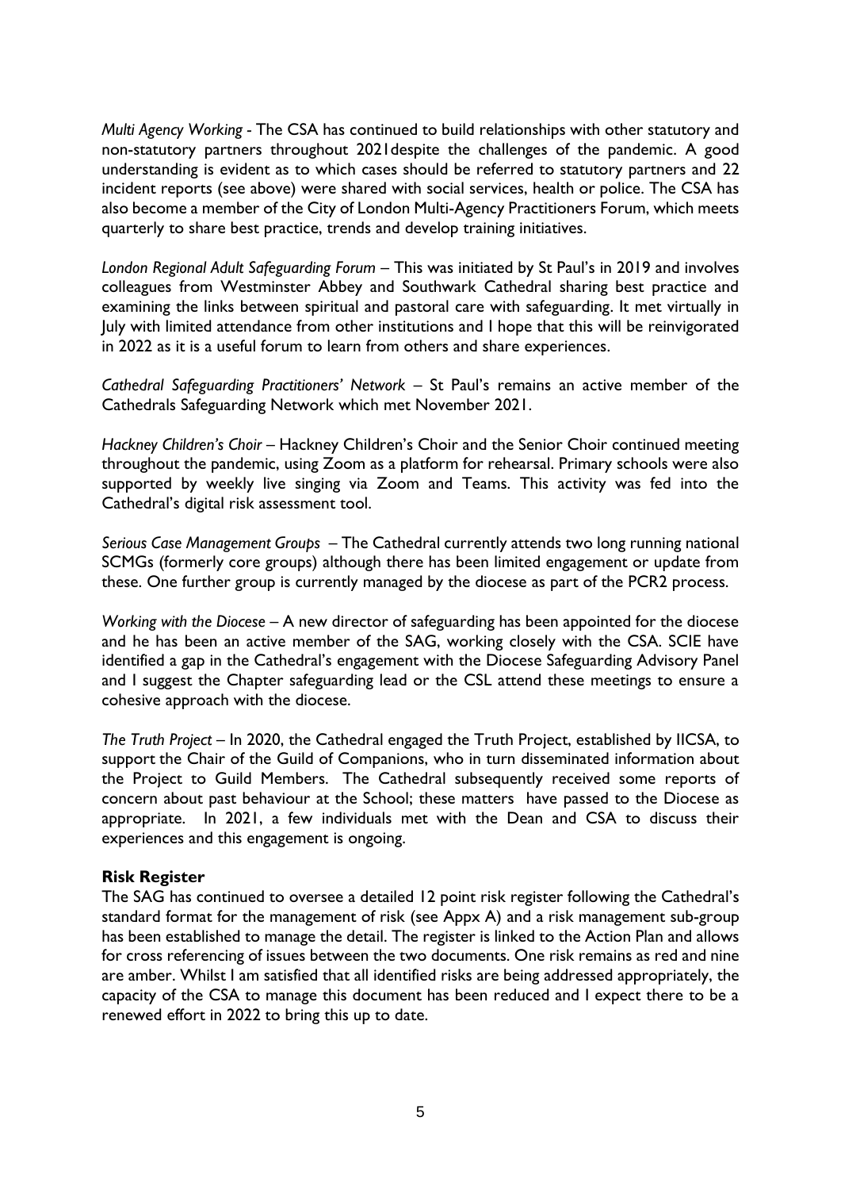*Multi Agency Working* - The CSA has continued to build relationships with other statutory and non-statutory partners throughout 2021despite the challenges of the pandemic. A good understanding is evident as to which cases should be referred to statutory partners and 22 incident reports (see above) were shared with social services, health or police. The CSA has also become a member of the City of London Multi-Agency Practitioners Forum, which meets quarterly to share best practice, trends and develop training initiatives.

*London Regional Adult Safeguarding Forum* – This was initiated by St Paul's in 2019 and involves colleagues from Westminster Abbey and Southwark Cathedral sharing best practice and examining the links between spiritual and pastoral care with safeguarding. It met virtually in July with limited attendance from other institutions and I hope that this will be reinvigorated in 2022 as it is a useful forum to learn from others and share experiences.

*Cathedral Safeguarding Practitioners' Network* – St Paul's remains an active member of the Cathedrals Safeguarding Network which met November 2021.

*Hackney Children's Choir* – Hackney Children's Choir and the Senior Choir continued meeting throughout the pandemic, using Zoom as a platform for rehearsal. Primary schools were also supported by weekly live singing via Zoom and Teams. This activity was fed into the Cathedral's digital risk assessment tool.

*Serious Case Management Groups* – The Cathedral currently attends two long running national SCMGs (formerly core groups) although there has been limited engagement or update from these. One further group is currently managed by the diocese as part of the PCR2 process.

*Working with the Diocese* – A new director of safeguarding has been appointed for the diocese and he has been an active member of the SAG, working closely with the CSA. SCIE have identified a gap in the Cathedral's engagement with the Diocese Safeguarding Advisory Panel and I suggest the Chapter safeguarding lead or the CSL attend these meetings to ensure a cohesive approach with the diocese.

*The Truth Project* – In 2020, the Cathedral engaged the Truth Project, established by IICSA, to support the Chair of the Guild of Companions, who in turn disseminated information about the Project to Guild Members. The Cathedral subsequently received some reports of concern about past behaviour at the School; these matters have passed to the Diocese as appropriate. In 2021, a few individuals met with the Dean and CSA to discuss their experiences and this engagement is ongoing.

**Risk Register**

The SAG has continued to oversee a detailed 12 point risk register following the Cathedral's standard format for the management of risk (see Appx A) and a risk management sub-group has been established to manage the detail. The register is linked to the Action Plan and allows for cross referencing of issues between the two documents. One risk remains as red and nine are amber. Whilst I am satisfied that all identified risks are being addressed appropriately, the capacity of the CSA to manage this document has been reduced and I expect there to be a renewed effort in 2022 to bring this up to date.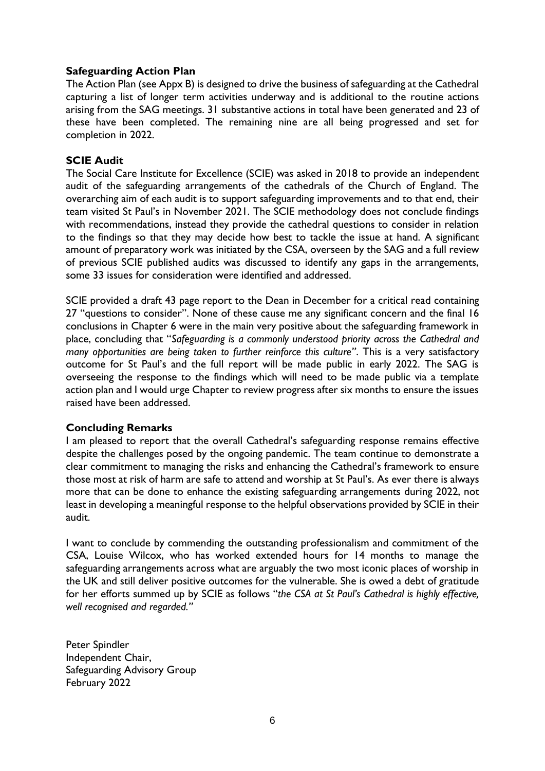**Safeguarding Action Plan**

The Action Plan (see Appx B) is designed to drive the business of safeguarding at the Cathedral capturing a list of longer term activities underway and is additional to the routine actions arising from the SAG meetings. 31 substantive actions in total have been generated and 23 of these have been completed. The remaining nine are all being progressed and set for completion in 2022.

**SCIE Audit**

The Social Care Institute for Excellence (SCIE) was asked in 2018 to provide an independent audit of the safeguarding arrangements of the cathedrals of the Church of England. The overarching aim of each audit is to support safeguarding improvements and to that end, their team visited St Paul's in November 2021. The SCIE methodology does not conclude findings with recommendations, instead they provide the cathedral questions to consider in relation to the findings so that they may decide how best to tackle the issue at hand. A significant amount of preparatory work was initiated by the CSA, overseen by the SAG and a full review of previous SCIE published audits was discussed to identify any gaps in the arrangements, some 33 issues for consideration were identified and addressed.

SCIE provided a draft 43 page report to the Dean in December for a critical read containing 27 "questions to consider". None of these cause me any significant concern and the final 16 conclusions in Chapter 6 were in the main very positive about the safeguarding framework in place, concluding that "*Safeguarding is a commonly understood priority across the Cathedral and many opportunities are being taken to further reinforce this culture*". This is a very satisfactory outcome for St Paul's and the full report will be made public in early 2022. The SAG is overseeing the response to the findings which will need to be made public via a template action plan and I would urge Chapter to review progress after six months to ensure the issues raised have been addressed.

**Concluding Remarks**

I am pleased to report that the overall Cathedral's safeguarding response remains effective despite the challenges posed by the ongoing pandemic. The team continue to demonstrate a clear commitment to managing the risks and enhancing the Cathedral's framework to ensure those most at risk of harm are safe to attend and worship at St Paul's. As ever there is always more that can be done to enhance the existing safeguarding arrangements during 2022, not least in developing a meaningful response to the helpful observations provided by SCIE in their audit.

I want to conclude by commending the outstanding professionalism and commitment of the CSA, Louise Wilcox, who has worked extended hours for 14 months to manage the safeguarding arrangements across what are arguably the two most iconic places of worship in the UK and still deliver positive outcomes for the vulnerable. She is owed a debt of gratitude for her efforts summed up by SCIE as follows "*the CSA at St Paul's Cathedral is highly effective, well recognised and regarded.*"

Peter Spindler
Independent Chair,
Safeguarding Advisory Group
February 2022